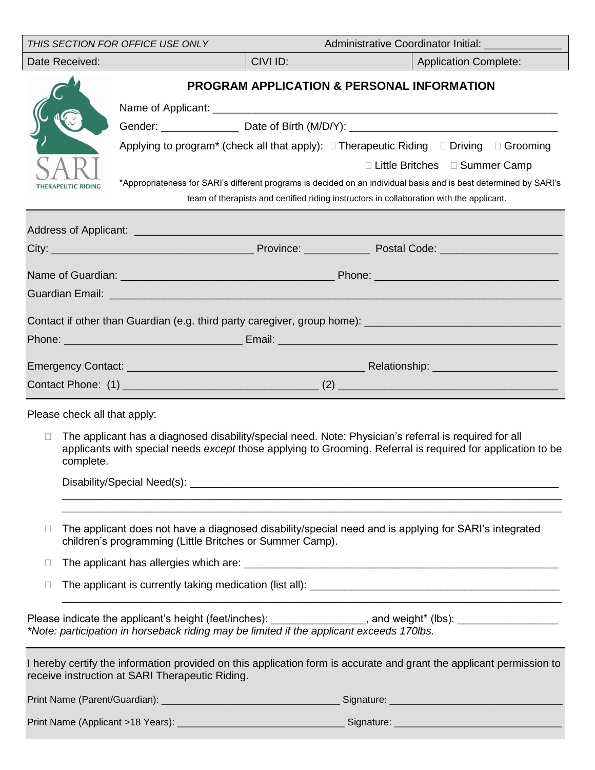| THIS SECTION FOR OFFICE USE ONLY | | Administrative Coordinator Initial: ____________ |
|---|---|---|
| Date Received: | CIVI ID: | Application Complete: |

SARI THERAPEUTIC RIDING

## PROGRAM APPLICATION & PERSONAL INFORMATION

Name of Applicant: ___________________________________________________________

Gender: _____________ Date of Birth (M/D/Y): __________________________________

Applying to program* (check all that apply): ☐ Therapeutic Riding ☐ Driving ☐ Grooming ☐ Little Britches ☐ Summer Camp

*Appropriateness for SARI's different programs is decided on an individual basis and is best determined by SARI's team of therapists and certified riding instructors in collaboration with the applicant.

---

Address of Applicant: ___________________________________________________________

City: _________________________________ Province: ___________ Postal Code: ___________________

Name of Guardian: __________________________________ Phone: ______________________________

Guardian Email: _________________________________________________________________________

Contact if other than Guardian (e.g. third party caregiver, group home): ______________________________

Phone: _____________________________ Email: _______________________________________________

Emergency Contact: _______________________________________ Relationship: ____________________

Contact Phone: (1) ________________________________ (2) ____________________________________

---

Please check all that apply:

- ☐ The applicant has a diagnosed disability/special need. Note: Physician's referral is required for all applicants with special needs *except* those applying to Grooming. Referral is required for application to be complete.

  Disability/Special Need(s): _______________________________________________________________

  ___________________________________________________________________________________________

  ___________________________________________________________________________________________

- ☐ The applicant does not have a diagnosed disability/special need and is applying for SARI's integrated children's programming (Little Britches or Summer Camp).

- ☐ The applicant has allergies which are: ___________________________________________________

- ☐ The applicant is currently taking medication (list all): ___________________________________________

  ___________________________________________________________________________________________

Please indicate the applicant's height (feet/inches): _______________, and weight* (lbs): ________________

*\*Note: participation in horseback riding may be limited if the applicant exceeds 170lbs.*

---

I hereby certify the information provided on this application form is accurate and grant the applicant permission to receive instruction at SARI Therapeutic Riding.

Print Name (Parent/Guardian): ________________________________ Signature: ______________________________

Print Name (Applicant >18 Years): ______________________________ Signature: ______________________________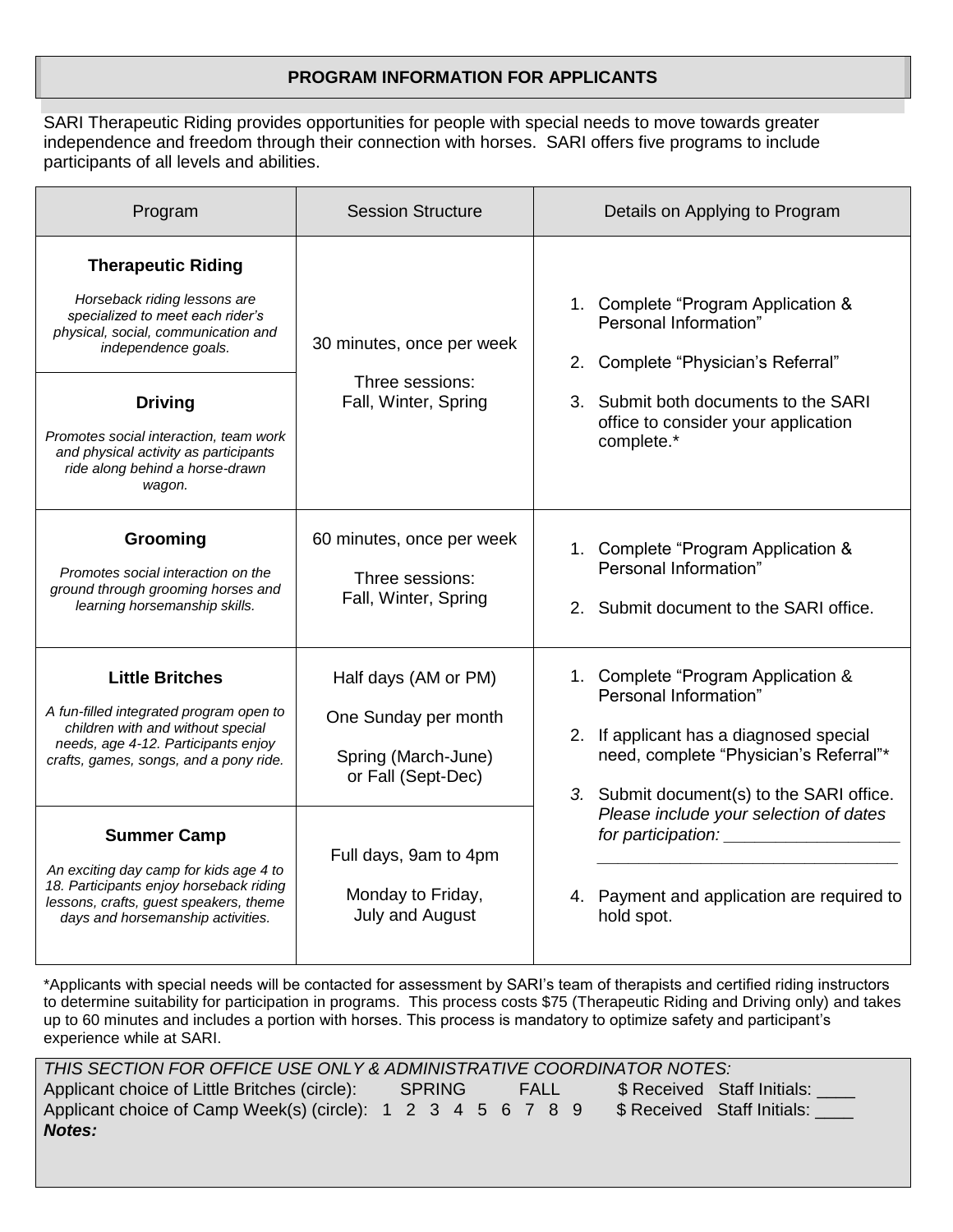## PROGRAM INFORMATION FOR APPLICANTS

SARI Therapeutic Riding provides opportunities for people with special needs to move towards greater independence and freedom through their connection with horses. SARI offers five programs to include participants of all levels and abilities.

| Program | Session Structure | Details on Applying to Program |
|---|---|---|
| **Therapeutic Riding**<br>*Horseback riding lessons are specialized to meet each rider's physical, social, communication and independence goals.* | 30 minutes, once per week<br>Three sessions: Fall, Winter, Spring | 1. Complete "Program Application & Personal Information"<br>2. Complete "Physician's Referral"<br>3. Submit both documents to the SARI office to consider your application complete.* |
| **Driving**<br>*Promotes social interaction, team work and physical activity as participants ride along behind a horse-drawn wagon.* | | |
| **Grooming**<br>*Promotes social interaction on the ground through grooming horses and learning horsemanship skills.* | 60 minutes, once per week<br>Three sessions: Fall, Winter, Spring | 1. Complete "Program Application & Personal Information"<br>2. Submit document to the SARI office. |
| **Little Britches**<br>*A fun-filled integrated program open to children with and without special needs, age 4-12. Participants enjoy crafts, games, songs, and a pony ride.* | Half days (AM or PM)<br>One Sunday per month<br>Spring (March-June) or Fall (Sept-Dec) | 1. Complete "Program Application & Personal Information"<br>2. If applicant has a diagnosed special need, complete "Physician's Referral"*<br>3. Submit document(s) to the SARI office. *Please include your selection of dates for participation: ________________ ____________________________*<br>4. Payment and application are required to hold spot. |
| **Summer Camp**<br>*An exciting day camp for kids age 4 to 18. Participants enjoy horseback riding lessons, crafts, guest speakers, theme days and horsemanship activities.* | Full days, 9am to 4pm<br>Monday to Friday, July and August | |

*Applicants with special needs will be contacted for assessment by SARI's team of therapists and certified riding instructors to determine suitability for participation in programs. This process costs $75 (Therapeutic Riding and Driving only) and takes up to 60 minutes and includes a portion with horses. This process is mandatory to optimize safety and participant's experience while at SARI.

*THIS SECTION FOR OFFICE USE ONLY & ADMINISTRATIVE COORDINATOR NOTES:*

Applicant choice of Little Britches (circle): SPRING FALL $ Received Staff Initials: ____

Applicant choice of Camp Week(s) (circle): 1 2 3 4 5 6 7 8 9 $ Received Staff Initials: ____

***Notes:***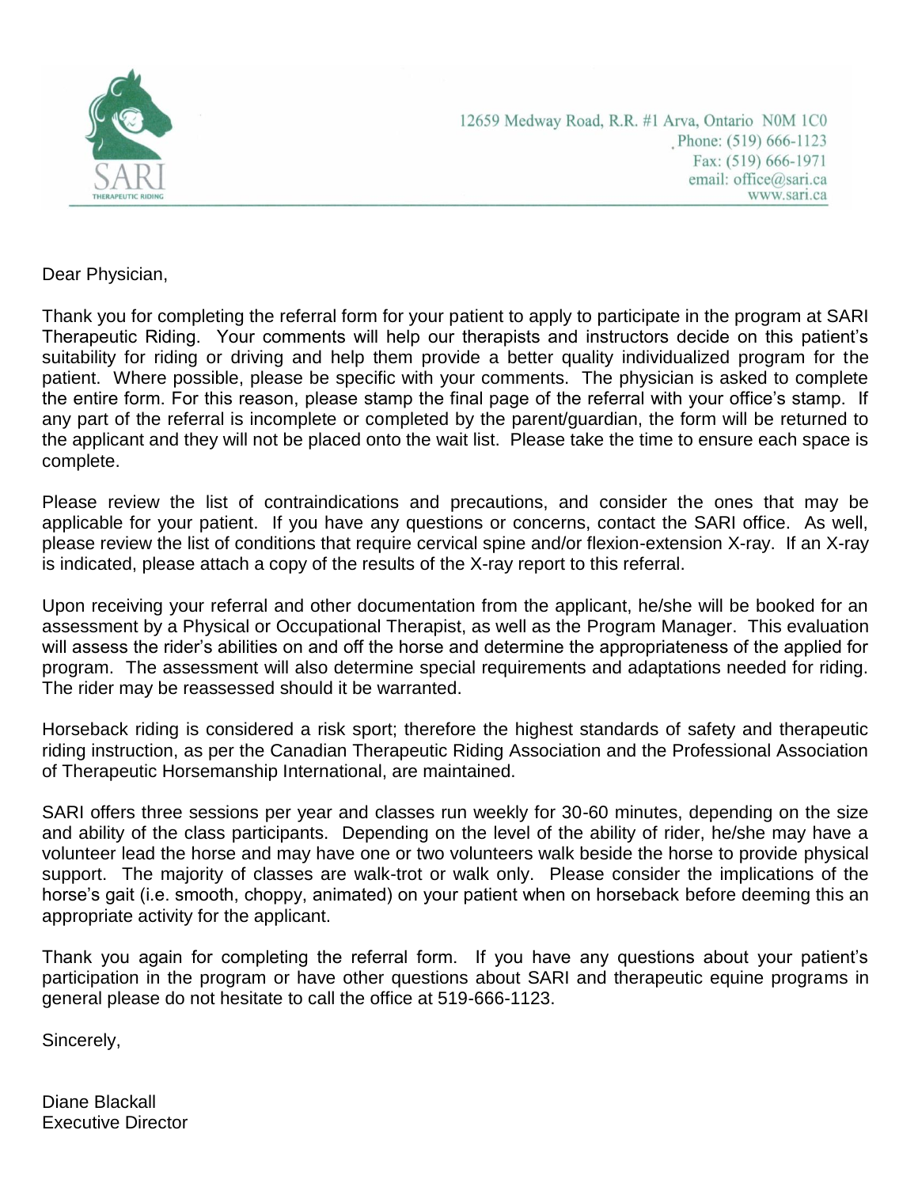SARI
THERAPEUTIC RIDING

12659 Medway Road, R.R. #1 Arva, Ontario N0M 1C0
Phone: (519) 666-1123
Fax: (519) 666-1971
email: office@sari.ca
www.sari.ca

Dear Physician,

Thank you for completing the referral form for your patient to apply to participate in the program at SARI Therapeutic Riding. Your comments will help our therapists and instructors decide on this patient's suitability for riding or driving and help them provide a better quality individualized program for the patient. Where possible, please be specific with your comments. The physician is asked to complete the entire form. For this reason, please stamp the final page of the referral with your office's stamp. If any part of the referral is incomplete or completed by the parent/guardian, the form will be returned to the applicant and they will not be placed onto the wait list. Please take the time to ensure each space is complete.

Please review the list of contraindications and precautions, and consider the ones that may be applicable for your patient. If you have any questions or concerns, contact the SARI office. As well, please review the list of conditions that require cervical spine and/or flexion-extension X-ray. If an X-ray is indicated, please attach a copy of the results of the X-ray report to this referral.

Upon receiving your referral and other documentation from the applicant, he/she will be booked for an assessment by a Physical or Occupational Therapist, as well as the Program Manager. This evaluation will assess the rider's abilities on and off the horse and determine the appropriateness of the applied for program. The assessment will also determine special requirements and adaptations needed for riding. The rider may be reassessed should it be warranted.

Horseback riding is considered a risk sport; therefore the highest standards of safety and therapeutic riding instruction, as per the Canadian Therapeutic Riding Association and the Professional Association of Therapeutic Horsemanship International, are maintained.

SARI offers three sessions per year and classes run weekly for 30-60 minutes, depending on the size and ability of the class participants. Depending on the level of the ability of rider, he/she may have a volunteer lead the horse and may have one or two volunteers walk beside the horse to provide physical support. The majority of classes are walk-trot or walk only. Please consider the implications of the horse's gait (i.e. smooth, choppy, animated) on your patient when on horseback before deeming this an appropriate activity for the applicant.

Thank you again for completing the referral form. If you have any questions about your patient's participation in the program or have other questions about SARI and therapeutic equine programs in general please do not hesitate to call the office at 519-666-1123.

Sincerely,

Diane Blackall
Executive Director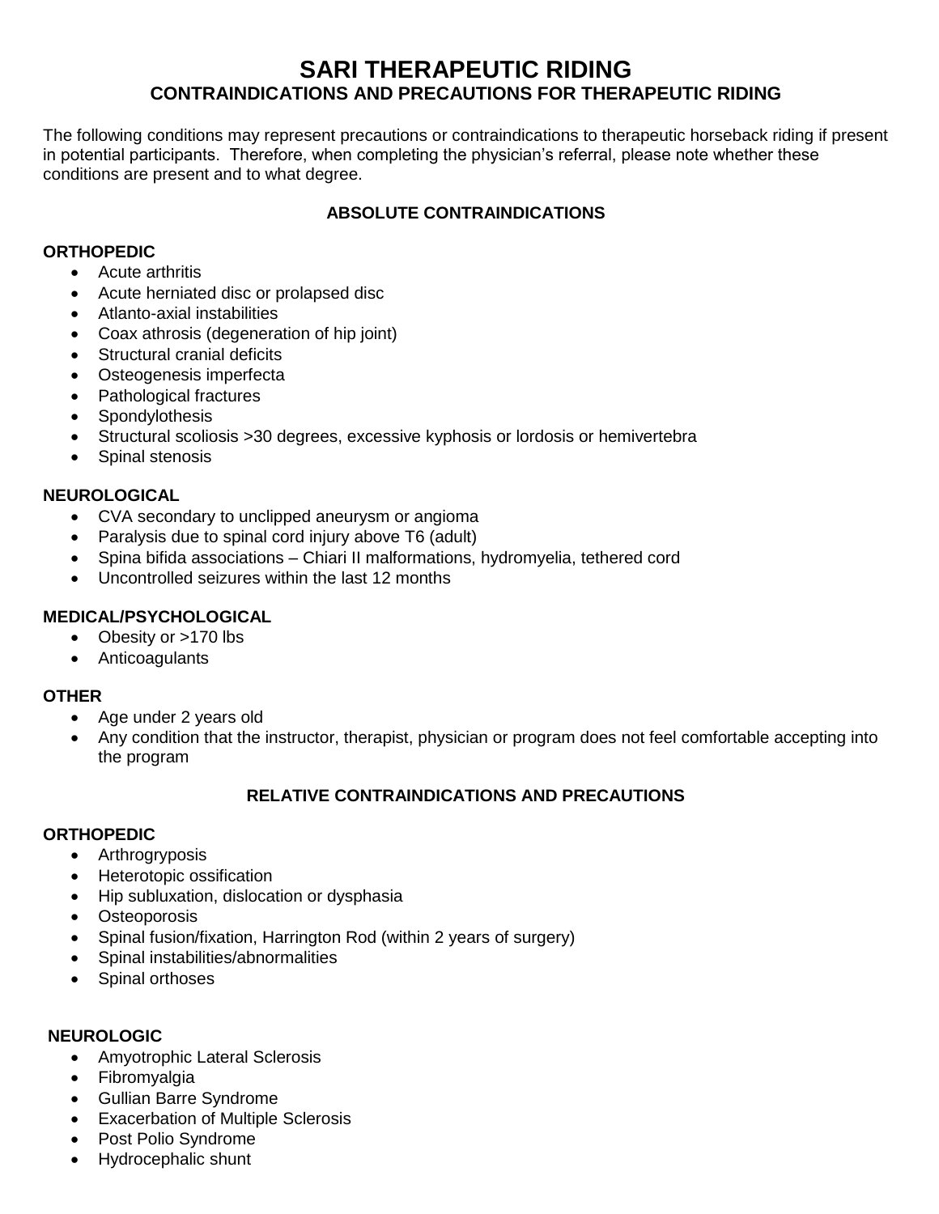# SARI THERAPEUTIC RIDING

## CONTRAINDICATIONS AND PRECAUTIONS FOR THERAPEUTIC RIDING

The following conditions may represent precautions or contraindications to therapeutic horseback riding if present in potential participants. Therefore, when completing the physician's referral, please note whether these conditions are present and to what degree.

### ABSOLUTE CONTRAINDICATIONS

**ORTHOPEDIC**

- Acute arthritis
- Acute herniated disc or prolapsed disc
- Atlanto-axial instabilities
- Coax athrosis (degeneration of hip joint)
- Structural cranial deficits
- Osteogenesis imperfecta
- Pathological fractures
- Spondylothesis
- Structural scoliosis >30 degrees, excessive kyphosis or lordosis or hemivertebra
- Spinal stenosis

**NEUROLOGICAL**

- CVA secondary to unclipped aneurysm or angioma
- Paralysis due to spinal cord injury above T6 (adult)
- Spina bifida associations – Chiari II malformations, hydromyelia, tethered cord
- Uncontrolled seizures within the last 12 months

**MEDICAL/PSYCHOLOGICAL**

- Obesity or >170 lbs
- Anticoagulants

**OTHER**

- Age under 2 years old
- Any condition that the instructor, therapist, physician or program does not feel comfortable accepting into the program

### RELATIVE CONTRAINDICATIONS AND PRECAUTIONS

**ORTHOPEDIC**

- Arthrogryposis
- Heterotopic ossification
- Hip subluxation, dislocation or dysphasia
- Osteoporosis
- Spinal fusion/fixation, Harrington Rod (within 2 years of surgery)
- Spinal instabilities/abnormalities
- Spinal orthoses

**NEUROLOGIC**

- Amyotrophic Lateral Sclerosis
- Fibromyalgia
- Gullian Barre Syndrome
- Exacerbation of Multiple Sclerosis
- Post Polio Syndrome
- Hydrocephalic shunt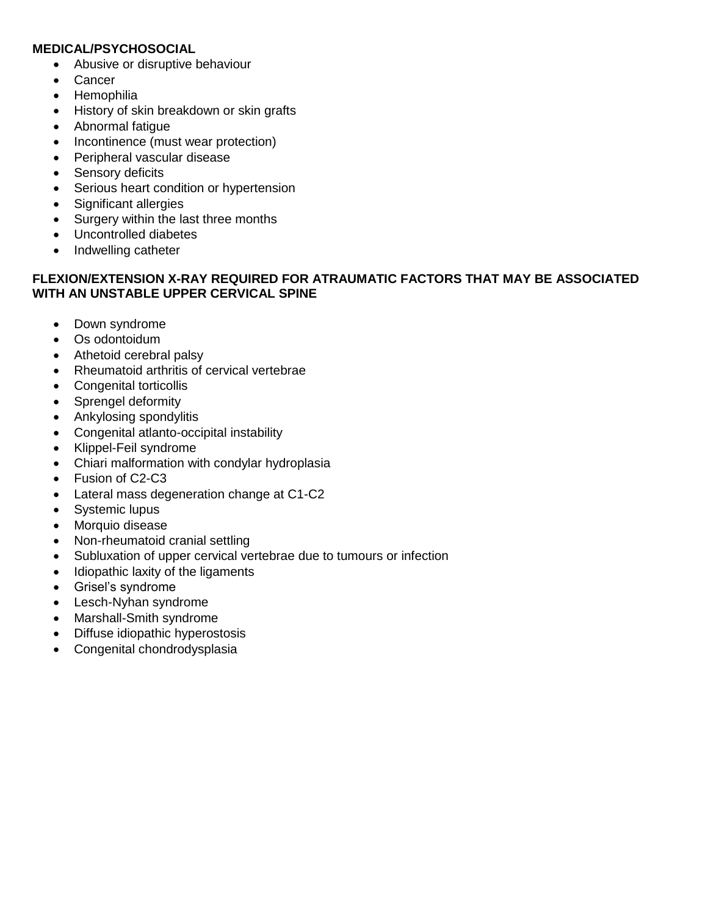**MEDICAL/PSYCHOSOCIAL**

- Abusive or disruptive behaviour
- Cancer
- Hemophilia
- History of skin breakdown or skin grafts
- Abnormal fatigue
- Incontinence (must wear protection)
- Peripheral vascular disease
- Sensory deficits
- Serious heart condition or hypertension
- Significant allergies
- Surgery within the last three months
- Uncontrolled diabetes
- Indwelling catheter

**FLEXION/EXTENSION X-RAY REQUIRED FOR ATRAUMATIC FACTORS THAT MAY BE ASSOCIATED WITH AN UNSTABLE UPPER CERVICAL SPINE**

- Down syndrome
- Os odontoidum
- Athetoid cerebral palsy
- Rheumatoid arthritis of cervical vertebrae
- Congenital torticollis
- Sprengel deformity
- Ankylosing spondylitis
- Congenital atlanto-occipital instability
- Klippel-Feil syndrome
- Chiari malformation with condylar hydroplasia
- Fusion of C2-C3
- Lateral mass degeneration change at C1-C2
- Systemic lupus
- Morquio disease
- Non-rheumatoid cranial settling
- Subluxation of upper cervical vertebrae due to tumours or infection
- Idiopathic laxity of the ligaments
- Grisel's syndrome
- Lesch-Nyhan syndrome
- Marshall-Smith syndrome
- Diffuse idiopathic hyperostosis
- Congenital chondrodysplasia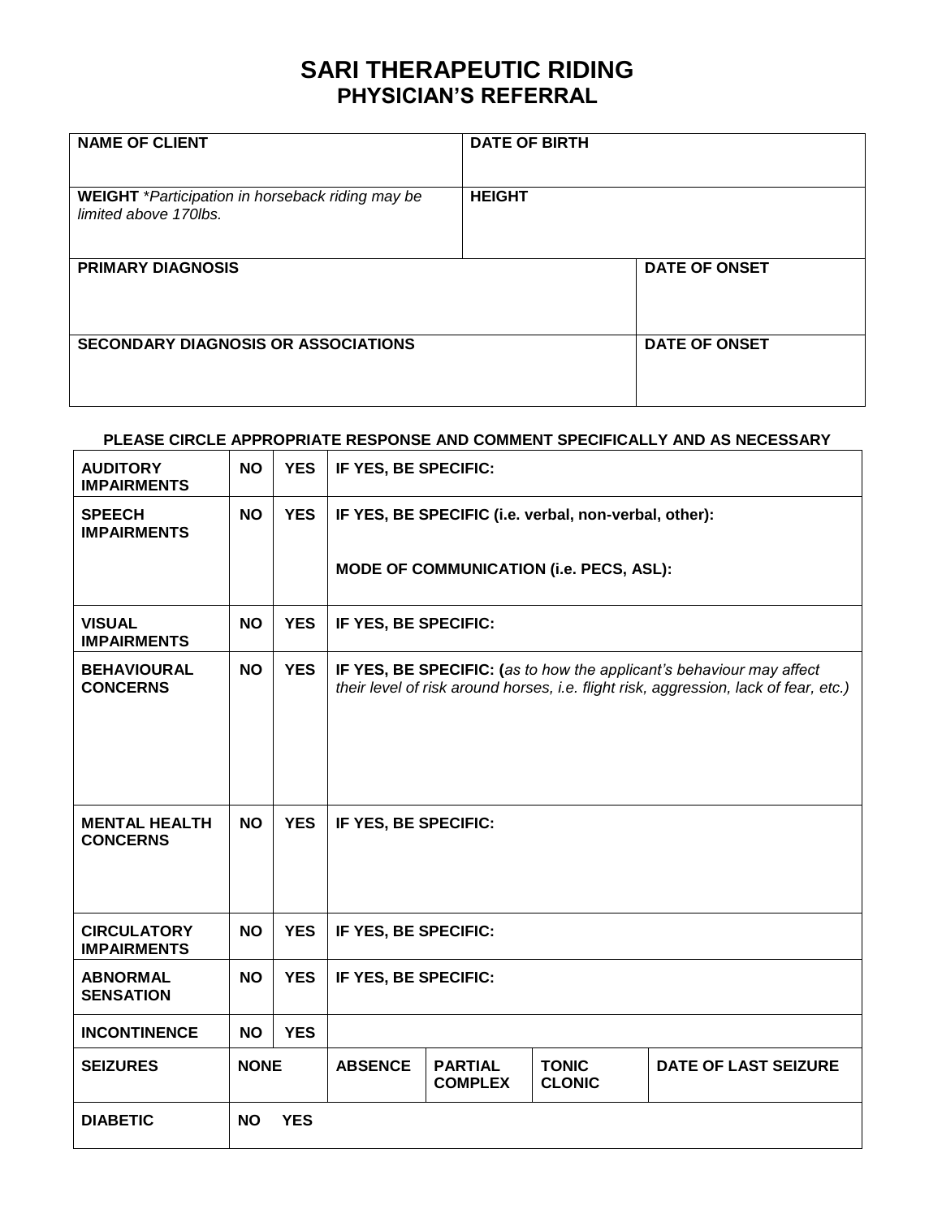# SARI THERAPEUTIC RIDING
## PHYSICIAN'S REFERRAL

| NAME OF CLIENT | DATE OF BIRTH | |
|---|---|---|
| **WEIGHT** *\*Participation in horseback riding may be limited above 170lbs.* | **HEIGHT** | |
| **PRIMARY DIAGNOSIS** | | **DATE OF ONSET** |
| **SECONDARY DIAGNOSIS OR ASSOCIATIONS** | | **DATE OF ONSET** |

**PLEASE CIRCLE APPROPRIATE RESPONSE AND COMMENT SPECIFICALLY AND AS NECESSARY**

| | | | | | | |
|---|---|---|---|---|---|---|
| **AUDITORY IMPAIRMENTS** | **NO** | **YES** | **IF YES, BE SPECIFIC:** | | | |
| **SPEECH IMPAIRMENTS** | **NO** | **YES** | **IF YES, BE SPECIFIC (i.e. verbal, non-verbal, other):**<br><br>**MODE OF COMMUNICATION (i.e. PECS, ASL):** | | | |
| **VISUAL IMPAIRMENTS** | **NO** | **YES** | **IF YES, BE SPECIFIC:** | | | |
| **BEHAVIOURAL CONCERNS** | **NO** | **YES** | **IF YES, BE SPECIFIC: (***as to how the applicant's behaviour may affect their level of risk around horses, i.e. flight risk, aggression, lack of fear, etc.)* | | | |
| **MENTAL HEALTH CONCERNS** | **NO** | **YES** | **IF YES, BE SPECIFIC:** | | | |
| **CIRCULATORY IMPAIRMENTS** | **NO** | **YES** | **IF YES, BE SPECIFIC:** | | | |
| **ABNORMAL SENSATION** | **NO** | **YES** | **IF YES, BE SPECIFIC:** | | | |
| **INCONTINENCE** | **NO** | **YES** | | | | |
| **SEIZURES** | **NONE** | | **ABSENCE** | **PARTIAL COMPLEX** | **TONIC CLONIC** | **DATE OF LAST SEIZURE** |
| **DIABETIC** | **NO** | **YES** | | | | |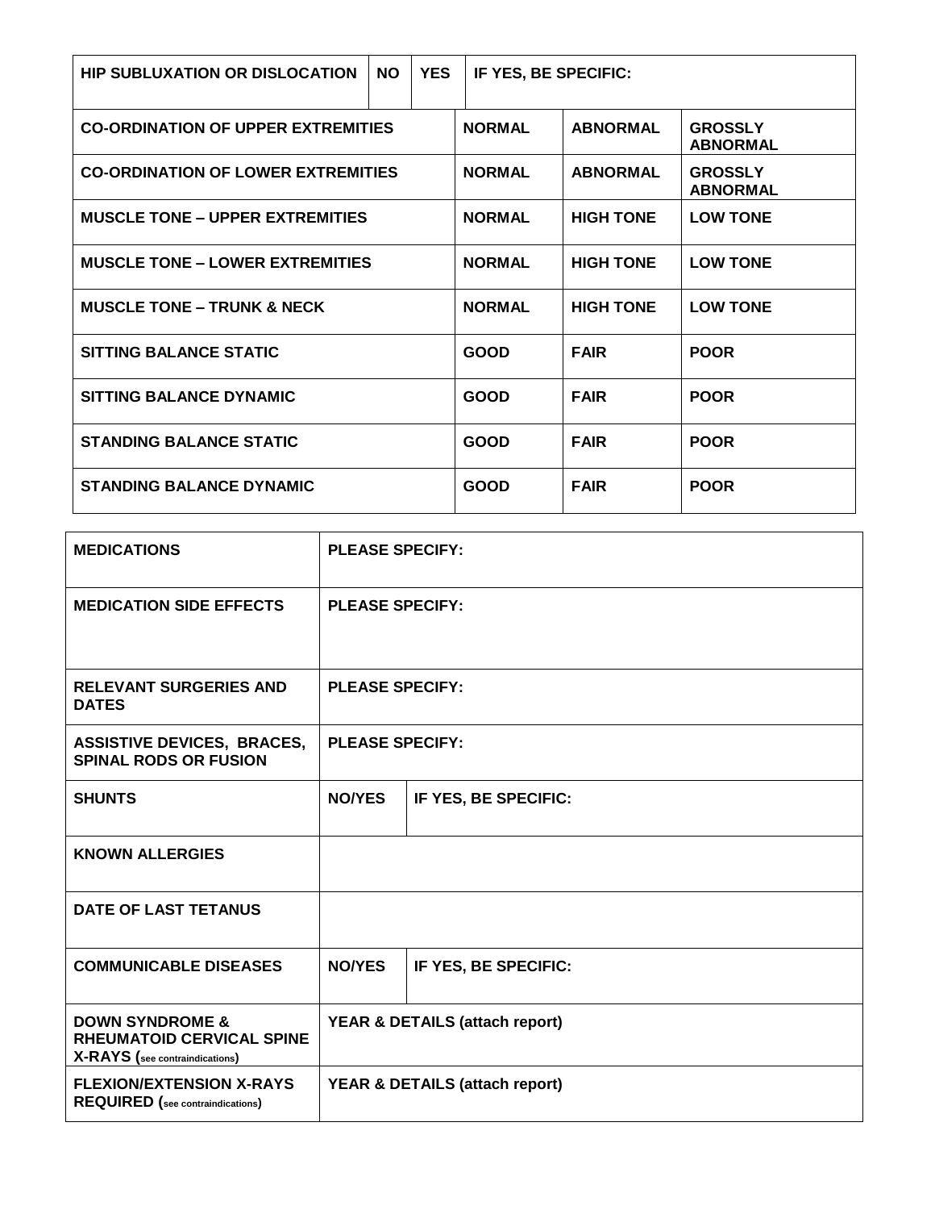| HIP SUBLUXATION OR DISLOCATION | NO | YES | IF YES, BE SPECIFIC: |
|---|---|---|---|

| | | | |
|---|---|---|---|
| **CO-ORDINATION OF UPPER EXTREMITIES** | **NORMAL** | **ABNORMAL** | **GROSSLY ABNORMAL** |
| **CO-ORDINATION OF LOWER EXTREMITIES** | **NORMAL** | **ABNORMAL** | **GROSSLY ABNORMAL** |
| **MUSCLE TONE – UPPER EXTREMITIES** | **NORMAL** | **HIGH TONE** | **LOW TONE** |
| **MUSCLE TONE – LOWER EXTREMITIES** | **NORMAL** | **HIGH TONE** | **LOW TONE** |
| **MUSCLE TONE – TRUNK & NECK** | **NORMAL** | **HIGH TONE** | **LOW TONE** |
| **SITTING BALANCE STATIC** | **GOOD** | **FAIR** | **POOR** |
| **SITTING BALANCE DYNAMIC** | **GOOD** | **FAIR** | **POOR** |
| **STANDING BALANCE STATIC** | **GOOD** | **FAIR** | **POOR** |
| **STANDING BALANCE DYNAMIC** | **GOOD** | **FAIR** | **POOR** |

| | | |
|---|---|---|
| **MEDICATIONS** | **PLEASE SPECIFY:** | |
| **MEDICATION SIDE EFFECTS** | **PLEASE SPECIFY:** | |
| **RELEVANT SURGERIES AND DATES** | **PLEASE SPECIFY:** | |
| **ASSISTIVE DEVICES, BRACES, SPINAL RODS OR FUSION** | **PLEASE SPECIFY:** | |
| **SHUNTS** | **NO/YES** | **IF YES, BE SPECIFIC:** |
| **KNOWN ALLERGIES** | | |
| **DATE OF LAST TETANUS** | | |
| **COMMUNICABLE DISEASES** | **NO/YES** | **IF YES, BE SPECIFIC:** |
| **DOWN SYNDROME & RHEUMATOID CERVICAL SPINE X-RAYS (see contraindications)** | **YEAR & DETAILS (attach report)** | |
| **FLEXION/EXTENSION X-RAYS REQUIRED (see contraindications)** | **YEAR & DETAILS (attach report)** | |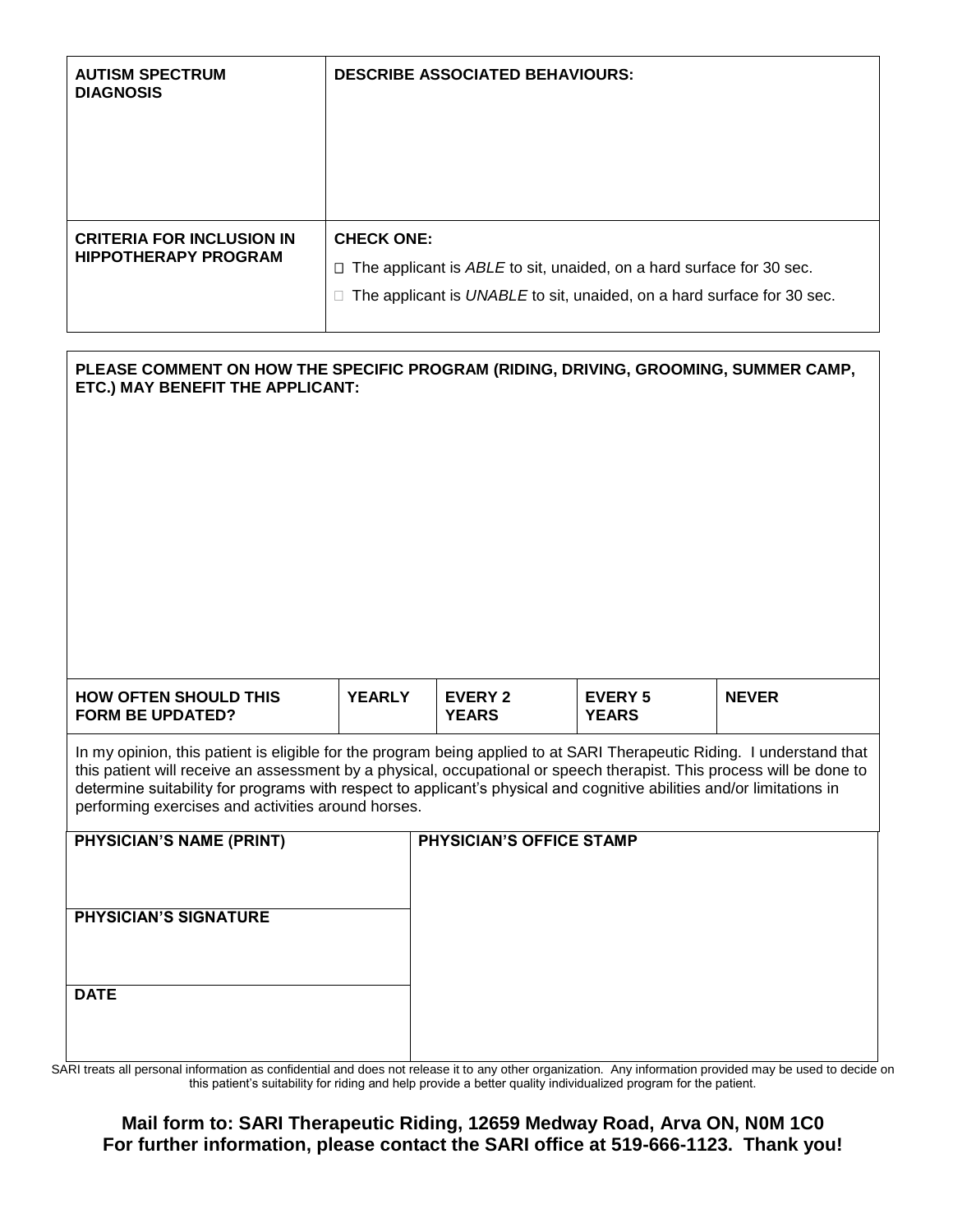| **AUTISM SPECTRUM DIAGNOSIS** | **DESCRIBE ASSOCIATED BEHAVIOURS:** |
| --- | --- |
| **CRITERIA FOR INCLUSION IN HIPPOTHERAPY PROGRAM** | **CHECK ONE:**<br>☐ The applicant is *ABLE* to sit, unaided, on a hard surface for 30 sec.<br>☐ The applicant is *UNABLE* to sit, unaided, on a hard surface for 30 sec. |

**PLEASE COMMENT ON HOW THE SPECIFIC PROGRAM (RIDING, DRIVING, GROOMING, SUMMER CAMP, ETC.) MAY BENEFIT THE APPLICANT:**

| **HOW OFTEN SHOULD THIS FORM BE UPDATED?** | **YEARLY** | **EVERY 2 YEARS** | **EVERY 5 YEARS** | **NEVER** |
| --- | --- | --- | --- | --- |

In my opinion, this patient is eligible for the program being applied to at SARI Therapeutic Riding. I understand that this patient will receive an assessment by a physical, occupational or speech therapist. This process will be done to determine suitability for programs with respect to applicant's physical and cognitive abilities and/or limitations in performing exercises and activities around horses.

| **PHYSICIAN'S NAME (PRINT)** | **PHYSICIAN'S OFFICE STAMP** |
| --- | --- |
| **PHYSICIAN'S SIGNATURE** | |
| **DATE** | |

SARI treats all personal information as confidential and does not release it to any other organization. Any information provided may be used to decide on this patient's suitability for riding and help provide a better quality individualized program for the patient.

**Mail form to: SARI Therapeutic Riding, 12659 Medway Road, Arva ON, N0M 1C0**
**For further information, please contact the SARI office at 519-666-1123. Thank you!**